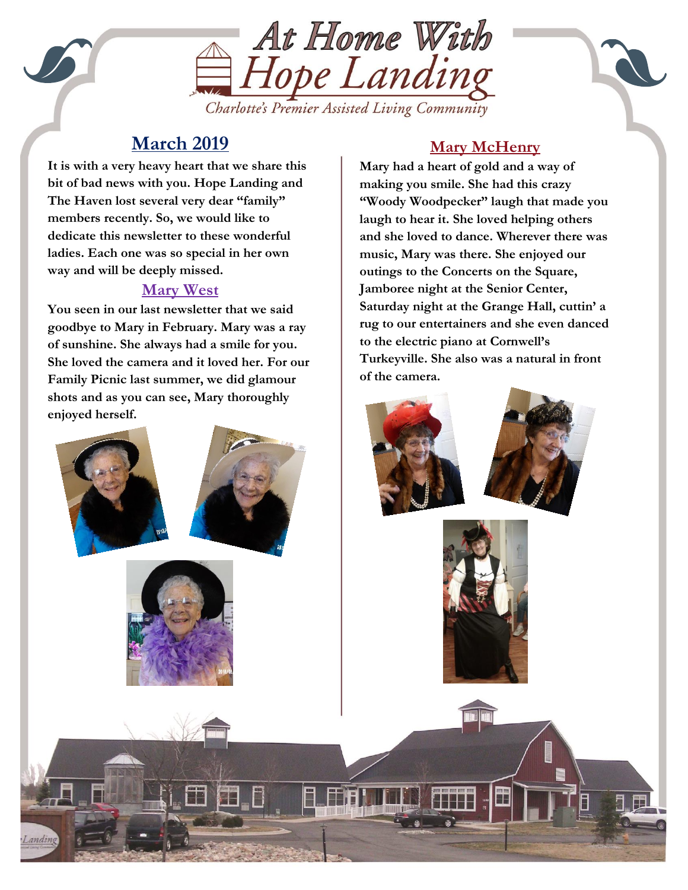# At Home With Hope Landing

*Charlotte's Premier Assisted Living Community*

## March 2019

**It is with a very heavy heart that we share this bit of bad news with you. Hope Landing and The Haven lost several very dear "family" members recently. So, we would like to dedicate this newsletter to these wonderful ladies. Each one was so special in her own way and will be deeply missed.**

### Mary West

**You seen in our last newsletter that we said goodbye to Mary in February. Mary was a ray of sunshine. She always had a smile for you. She loved the camera and it loved her. For our Family Picnic last summer, we did glamour shots and as you can see, Mary thoroughly enjoyed herself.**

### Mary McHenry

**Mary had a heart of gold and a way of making you smile. She had this crazy "Woody Woodpecker" laugh that made you laugh to hear it. She loved helping others and she loved to dance. Wherever there was music, Mary was there. She enjoyed our outings to the Concerts on the Square, Jamboree night at the Senior Center, Saturday night at the Grange Hall, cuttin' a rug to our entertainers and she even danced to the electric piano at Cornwell's Turkeyville. She also was a natural in front of the camera.**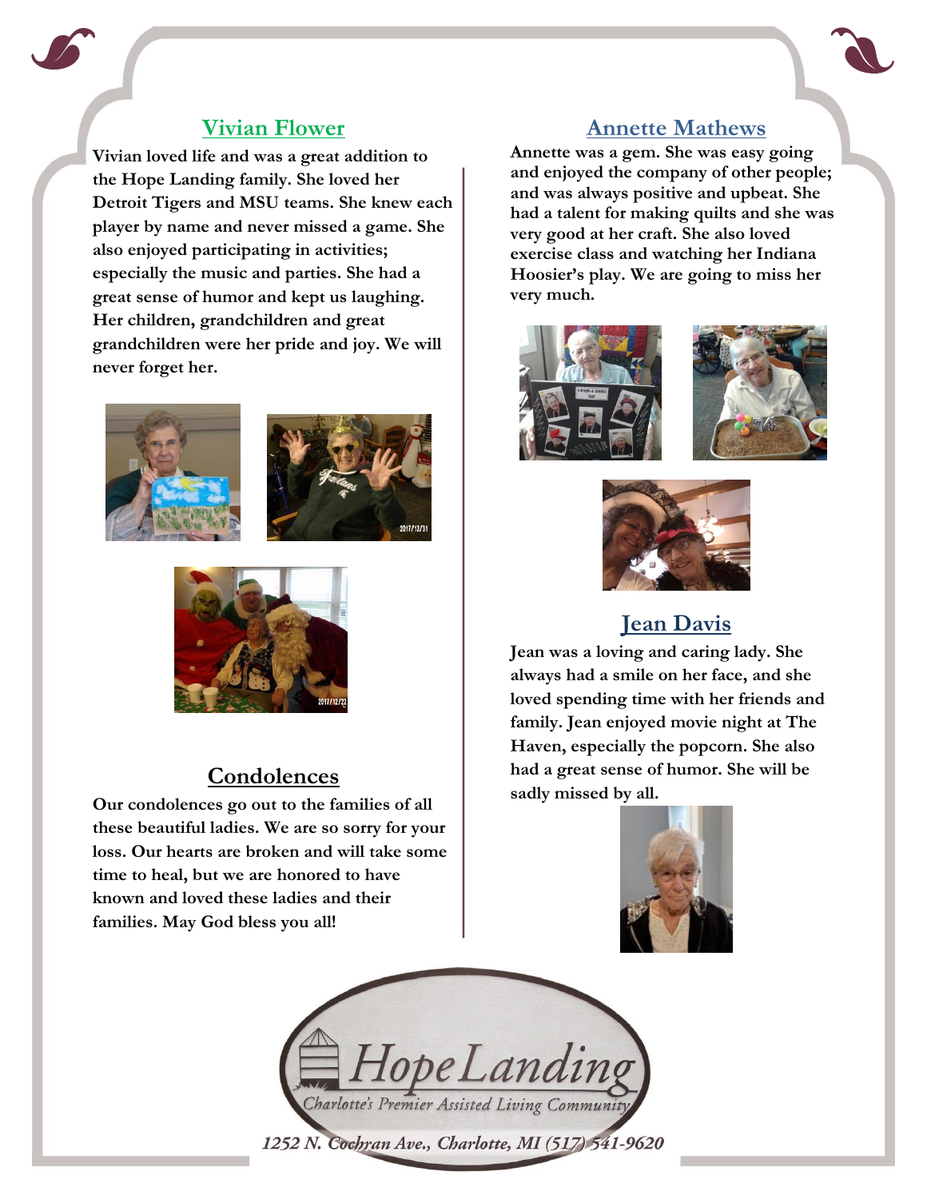## Vivian Flower

**Vivian loved life and was a great addition to the Hope Landing family. She loved her Detroit Tigers and MSU teams. She knew each player by name and never missed a game. She also enjoyed participating in activities; especially the music and parties. She had a great sense of humor and kept us laughing. Her children, grandchildren and great grandchildren were her pride and joy. We will never forget her.**

## Condolences

**Our condolences go out to the families of all these beautiful ladies. We are so sorry for your loss. Our hearts are broken and will take some time to heal, but we are honored to have known and loved these ladies and their families. May God bless you all!**

## Annette Mathews

**Annette was a gem. She was easy going and enjoyed the company of other people; and was always positive and upbeat. She had a talent for making quilts and she was very good at her craft. She also loved exercise class and watching her Indiana Hoosier's play. We are going to miss her very much.**

## Jean Davis

**Jean was a loving and caring lady. She always had a smile on her face, and she loved spending time with her friends and family. Jean enjoyed movie night at The Haven, especially the popcorn. She also had a great sense of humor. She will be sadly missed by all.**

*Hope Landing*

*Charlotte's Premier Assisted Living Community*

*1252 N. Cochran Ave., Charlotte, MI (517) 541-9620*